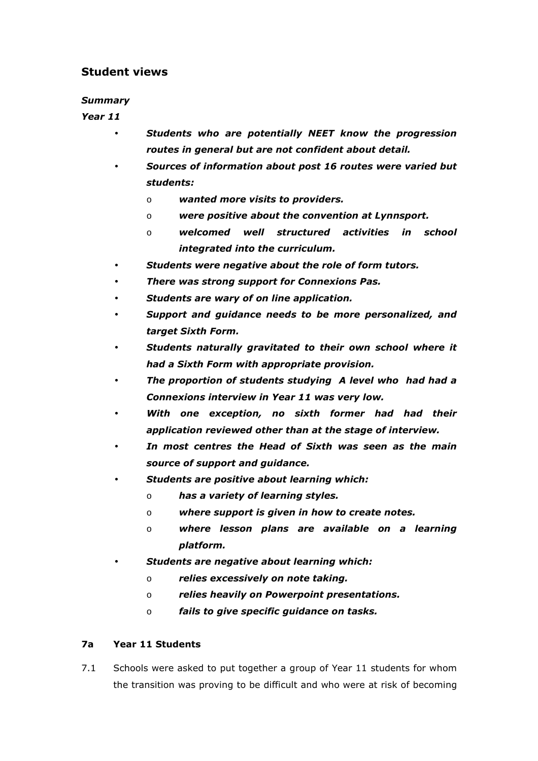## Student views

***Summary***

***Year 11***

- ***Students who are potentially NEET know the progression routes in general but are not confident about detail.***
- ***Sources of information about post 16 routes were varied but students:***
  - ***wanted more visits to providers.***
  - ***were positive about the convention at Lynnsport.***
  - ***welcomed well structured activities in school integrated into the curriculum.***
- ***Students were negative about the role of form tutors.***
- ***There was strong support for Connexions Pas.***
- ***Students are wary of on line application.***
- ***Support and guidance needs to be more personalized, and target Sixth Form.***
- ***Students naturally gravitated to their own school where it had a Sixth Form with appropriate provision.***
- ***The proportion of students studying A level who had had a Connexions interview in Year 11 was very low.***
- ***With one exception, no sixth former had had their application reviewed other than at the stage of interview.***
- ***In most centres the Head of Sixth was seen as the main source of support and guidance.***
- ***Students are positive about learning which:***
  - ***has a variety of learning styles.***
  - ***where support is given in how to create notes.***
  - ***where lesson plans are available on a learning platform.***
- ***Students are negative about learning which:***
  - ***relies excessively on note taking.***
  - ***relies heavily on Powerpoint presentations.***
  - ***fails to give specific guidance on tasks.***

### 7a Year 11 Students

7.1 Schools were asked to put together a group of Year 11 students for whom the transition was proving to be difficult and who were at risk of becoming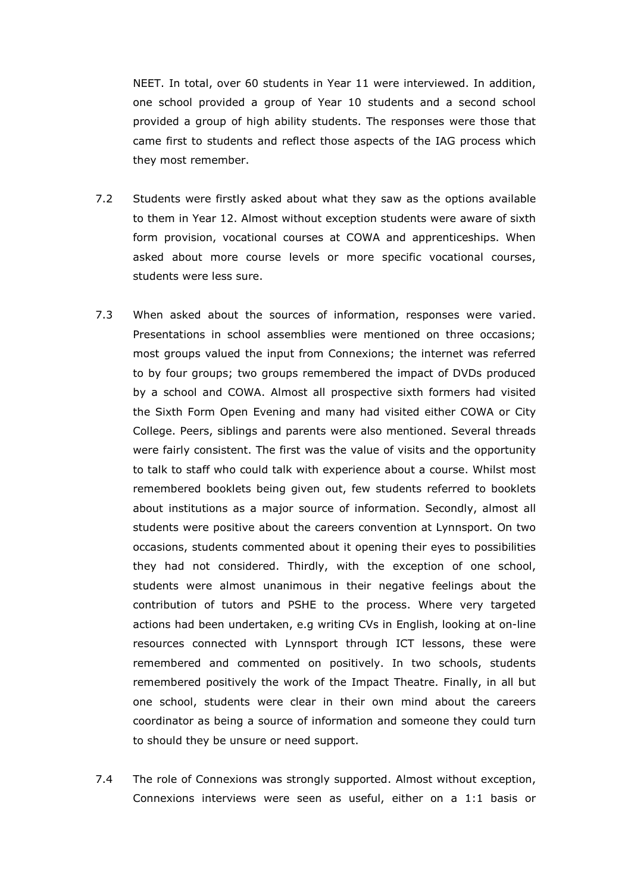NEET. In total, over 60 students in Year 11 were interviewed. In addition, one school provided a group of Year 10 students and a second school provided a group of high ability students. The responses were those that came first to students and reflect those aspects of the IAG process which they most remember.

7.2 Students were firstly asked about what they saw as the options available to them in Year 12. Almost without exception students were aware of sixth form provision, vocational courses at COWA and apprenticeships. When asked about more course levels or more specific vocational courses, students were less sure.

7.3 When asked about the sources of information, responses were varied. Presentations in school assemblies were mentioned on three occasions; most groups valued the input from Connexions; the internet was referred to by four groups; two groups remembered the impact of DVDs produced by a school and COWA. Almost all prospective sixth formers had visited the Sixth Form Open Evening and many had visited either COWA or City College. Peers, siblings and parents were also mentioned. Several threads were fairly consistent. The first was the value of visits and the opportunity to talk to staff who could talk with experience about a course. Whilst most remembered booklets being given out, few students referred to booklets about institutions as a major source of information. Secondly, almost all students were positive about the careers convention at Lynnsport. On two occasions, students commented about it opening their eyes to possibilities they had not considered. Thirdly, with the exception of one school, students were almost unanimous in their negative feelings about the contribution of tutors and PSHE to the process. Where very targeted actions had been undertaken, e.g writing CVs in English, looking at on-line resources connected with Lynnsport through ICT lessons, these were remembered and commented on positively. In two schools, students remembered positively the work of the Impact Theatre. Finally, in all but one school, students were clear in their own mind about the careers coordinator as being a source of information and someone they could turn to should they be unsure or need support.

7.4 The role of Connexions was strongly supported. Almost without exception, Connexions interviews were seen as useful, either on a 1:1 basis or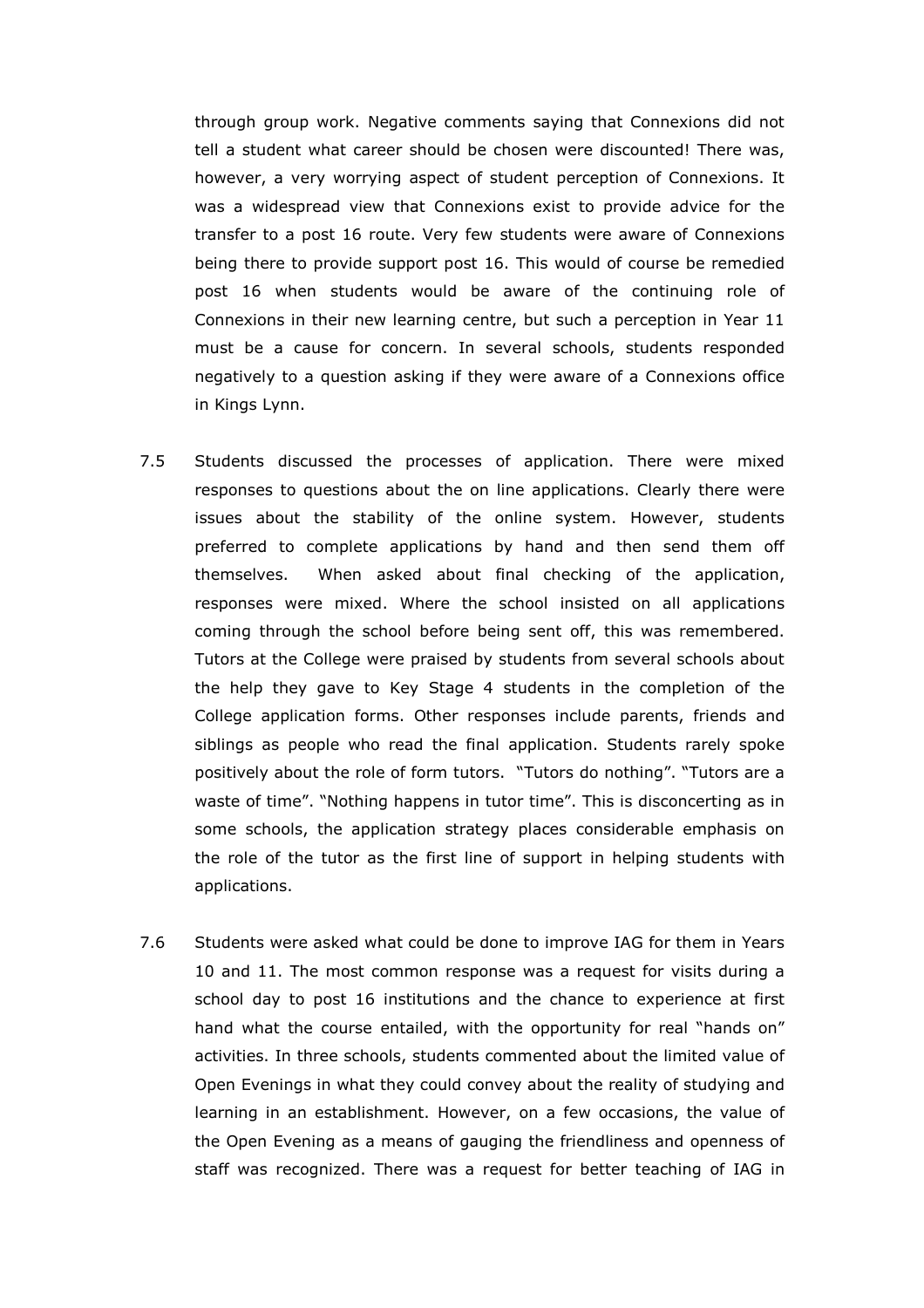through group work. Negative comments saying that Connexions did not tell a student what career should be chosen were discounted! There was, however, a very worrying aspect of student perception of Connexions. It was a widespread view that Connexions exist to provide advice for the transfer to a post 16 route. Very few students were aware of Connexions being there to provide support post 16. This would of course be remedied post 16 when students would be aware of the continuing role of Connexions in their new learning centre, but such a perception in Year 11 must be a cause for concern. In several schools, students responded negatively to a question asking if they were aware of a Connexions office in Kings Lynn.

7.5 Students discussed the processes of application. There were mixed responses to questions about the on line applications. Clearly there were issues about the stability of the online system. However, students preferred to complete applications by hand and then send them off themselves. When asked about final checking of the application, responses were mixed. Where the school insisted on all applications coming through the school before being sent off, this was remembered. Tutors at the College were praised by students from several schools about the help they gave to Key Stage 4 students in the completion of the College application forms. Other responses include parents, friends and siblings as people who read the final application. Students rarely spoke positively about the role of form tutors. "Tutors do nothing". "Tutors are a waste of time". "Nothing happens in tutor time". This is disconcerting as in some schools, the application strategy places considerable emphasis on the role of the tutor as the first line of support in helping students with applications.

7.6 Students were asked what could be done to improve IAG for them in Years 10 and 11. The most common response was a request for visits during a school day to post 16 institutions and the chance to experience at first hand what the course entailed, with the opportunity for real "hands on" activities. In three schools, students commented about the limited value of Open Evenings in what they could convey about the reality of studying and learning in an establishment. However, on a few occasions, the value of the Open Evening as a means of gauging the friendliness and openness of staff was recognized. There was a request for better teaching of IAG in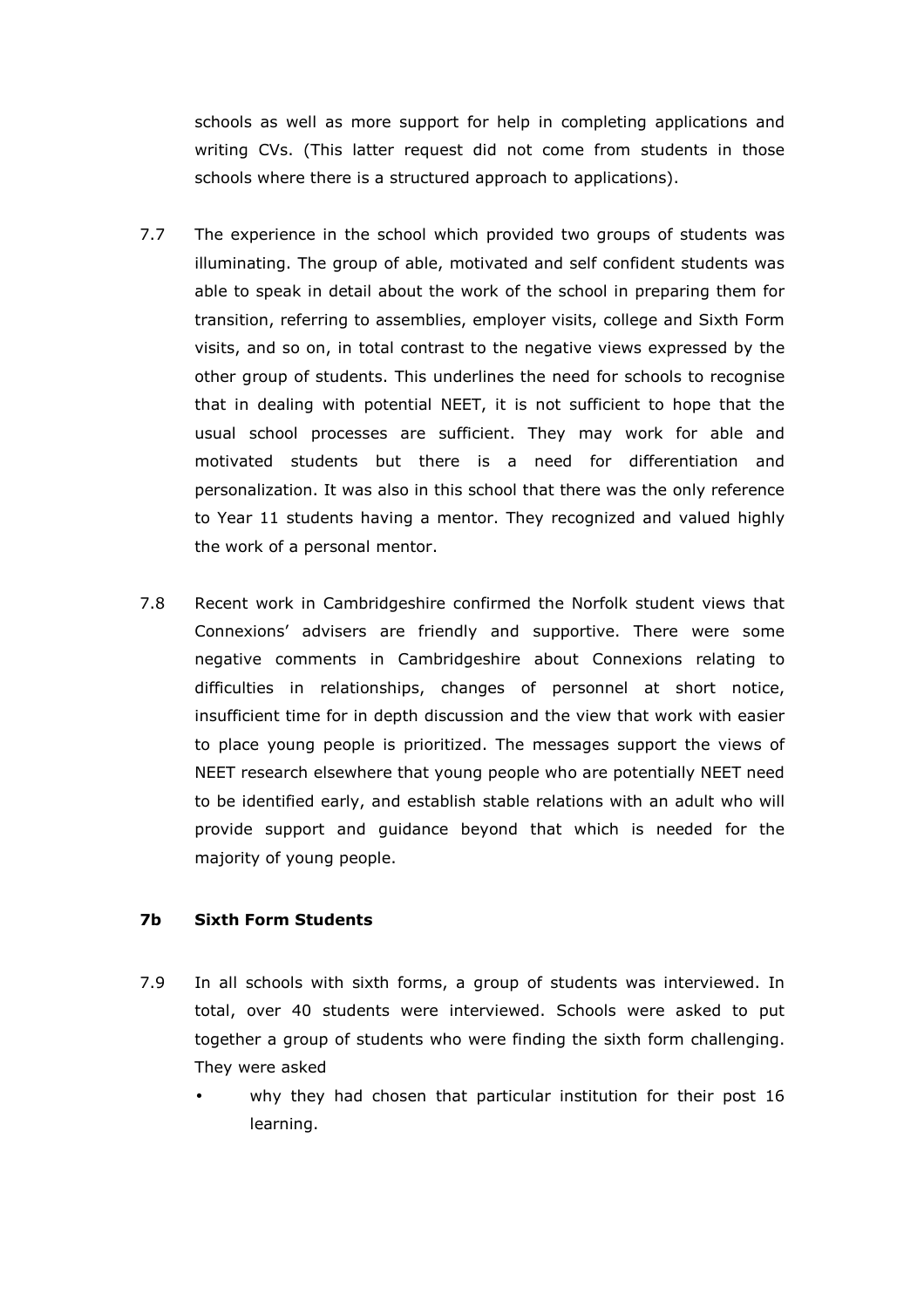schools as well as more support for help in completing applications and writing CVs. (This latter request did not come from students in those schools where there is a structured approach to applications).

7.7 The experience in the school which provided two groups of students was illuminating. The group of able, motivated and self confident students was able to speak in detail about the work of the school in preparing them for transition, referring to assemblies, employer visits, college and Sixth Form visits, and so on, in total contrast to the negative views expressed by the other group of students. This underlines the need for schools to recognise that in dealing with potential NEET, it is not sufficient to hope that the usual school processes are sufficient. They may work for able and motivated students but there is a need for differentiation and personalization. It was also in this school that there was the only reference to Year 11 students having a mentor. They recognized and valued highly the work of a personal mentor.

7.8 Recent work in Cambridgeshire confirmed the Norfolk student views that Connexions' advisers are friendly and supportive. There were some negative comments in Cambridgeshire about Connexions relating to difficulties in relationships, changes of personnel at short notice, insufficient time for in depth discussion and the view that work with easier to place young people is prioritized. The messages support the views of NEET research elsewhere that young people who are potentially NEET need to be identified early, and establish stable relations with an adult who will provide support and guidance beyond that which is needed for the majority of young people.

### 7b Sixth Form Students

7.9 In all schools with sixth forms, a group of students was interviewed. In total, over 40 students were interviewed. Schools were asked to put together a group of students who were finding the sixth form challenging. They were asked

- why they had chosen that particular institution for their post 16 learning.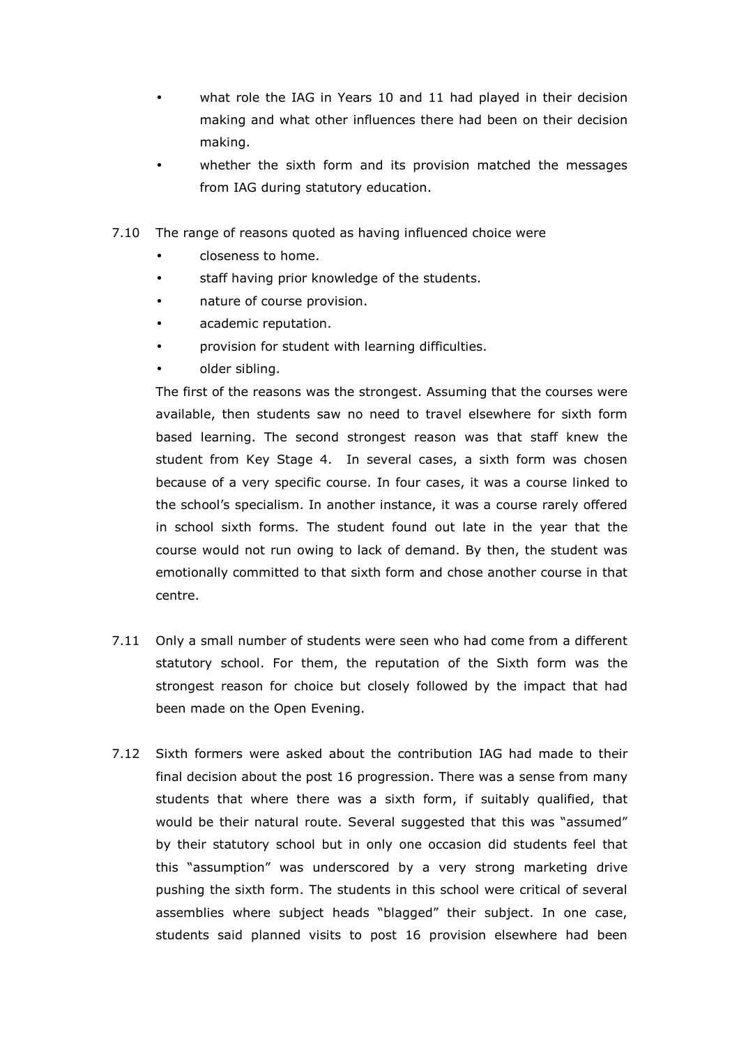- what role the IAG in Years 10 and 11 had played in their decision making and what other influences there had been on their decision making.
- whether the sixth form and its provision matched the messages from IAG during statutory education.

7.10 The range of reasons quoted as having influenced choice were

- closeness to home.
- staff having prior knowledge of the students.
- nature of course provision.
- academic reputation.
- provision for student with learning difficulties.
- older sibling.

The first of the reasons was the strongest. Assuming that the courses were available, then students saw no need to travel elsewhere for sixth form based learning. The second strongest reason was that staff knew the student from Key Stage 4. In several cases, a sixth form was chosen because of a very specific course. In four cases, it was a course linked to the school's specialism. In another instance, it was a course rarely offered in school sixth forms. The student found out late in the year that the course would not run owing to lack of demand. By then, the student was emotionally committed to that sixth form and chose another course in that centre.

7.11 Only a small number of students were seen who had come from a different statutory school. For them, the reputation of the Sixth form was the strongest reason for choice but closely followed by the impact that had been made on the Open Evening.

7.12 Sixth formers were asked about the contribution IAG had made to their final decision about the post 16 progression. There was a sense from many students that where there was a sixth form, if suitably qualified, that would be their natural route. Several suggested that this was "assumed" by their statutory school but in only one occasion did students feel that this "assumption" was underscored by a very strong marketing drive pushing the sixth form. The students in this school were critical of several assemblies where subject heads "blagged" their subject. In one case, students said planned visits to post 16 provision elsewhere had been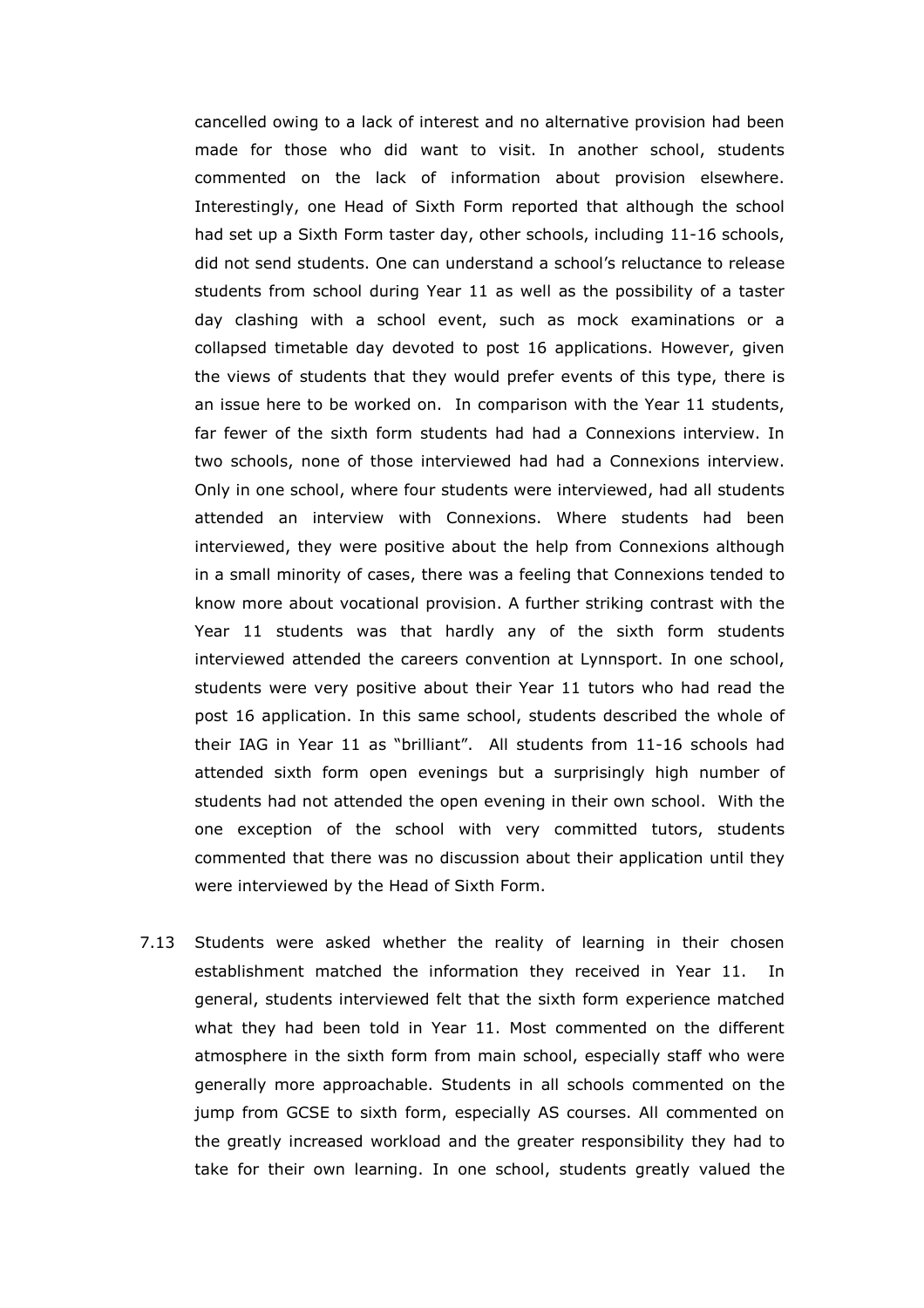cancelled owing to a lack of interest and no alternative provision had been made for those who did want to visit. In another school, students commented on the lack of information about provision elsewhere. Interestingly, one Head of Sixth Form reported that although the school had set up a Sixth Form taster day, other schools, including 11-16 schools, did not send students. One can understand a school's reluctance to release students from school during Year 11 as well as the possibility of a taster day clashing with a school event, such as mock examinations or a collapsed timetable day devoted to post 16 applications. However, given the views of students that they would prefer events of this type, there is an issue here to be worked on. In comparison with the Year 11 students, far fewer of the sixth form students had had a Connexions interview. In two schools, none of those interviewed had had a Connexions interview. Only in one school, where four students were interviewed, had all students attended an interview with Connexions. Where students had been interviewed, they were positive about the help from Connexions although in a small minority of cases, there was a feeling that Connexions tended to know more about vocational provision. A further striking contrast with the Year 11 students was that hardly any of the sixth form students interviewed attended the careers convention at Lynnsport. In one school, students were very positive about their Year 11 tutors who had read the post 16 application. In this same school, students described the whole of their IAG in Year 11 as "brilliant". All students from 11-16 schools had attended sixth form open evenings but a surprisingly high number of students had not attended the open evening in their own school. With the one exception of the school with very committed tutors, students commented that there was no discussion about their application until they were interviewed by the Head of Sixth Form.

7.13 Students were asked whether the reality of learning in their chosen establishment matched the information they received in Year 11. In general, students interviewed felt that the sixth form experience matched what they had been told in Year 11. Most commented on the different atmosphere in the sixth form from main school, especially staff who were generally more approachable. Students in all schools commented on the jump from GCSE to sixth form, especially AS courses. All commented on the greatly increased workload and the greater responsibility they had to take for their own learning. In one school, students greatly valued the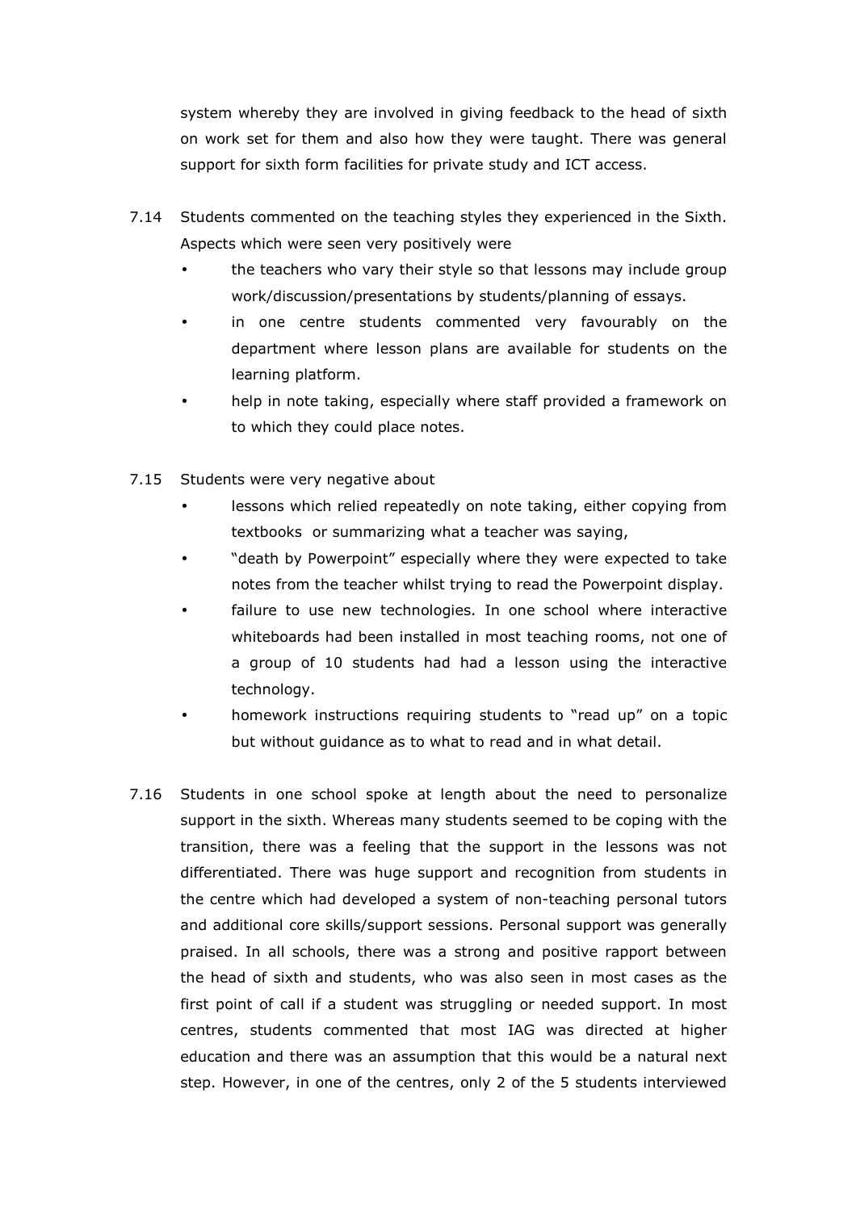system whereby they are involved in giving feedback to the head of sixth on work set for them and also how they were taught. There was general support for sixth form facilities for private study and ICT access.

7.14 Students commented on the teaching styles they experienced in the Sixth. Aspects which were seen very positively were

- the teachers who vary their style so that lessons may include group work/discussion/presentations by students/planning of essays.
- in one centre students commented very favourably on the department where lesson plans are available for students on the learning platform.
- help in note taking, especially where staff provided a framework on to which they could place notes.

7.15 Students were very negative about

- lessons which relied repeatedly on note taking, either copying from textbooks or summarizing what a teacher was saying,
- "death by Powerpoint" especially where they were expected to take notes from the teacher whilst trying to read the Powerpoint display.
- failure to use new technologies. In one school where interactive whiteboards had been installed in most teaching rooms, not one of a group of 10 students had had a lesson using the interactive technology.
- homework instructions requiring students to "read up" on a topic but without guidance as to what to read and in what detail.

7.16 Students in one school spoke at length about the need to personalize support in the sixth. Whereas many students seemed to be coping with the transition, there was a feeling that the support in the lessons was not differentiated. There was huge support and recognition from students in the centre which had developed a system of non-teaching personal tutors and additional core skills/support sessions. Personal support was generally praised. In all schools, there was a strong and positive rapport between the head of sixth and students, who was also seen in most cases as the first point of call if a student was struggling or needed support. In most centres, students commented that most IAG was directed at higher education and there was an assumption that this would be a natural next step. However, in one of the centres, only 2 of the 5 students interviewed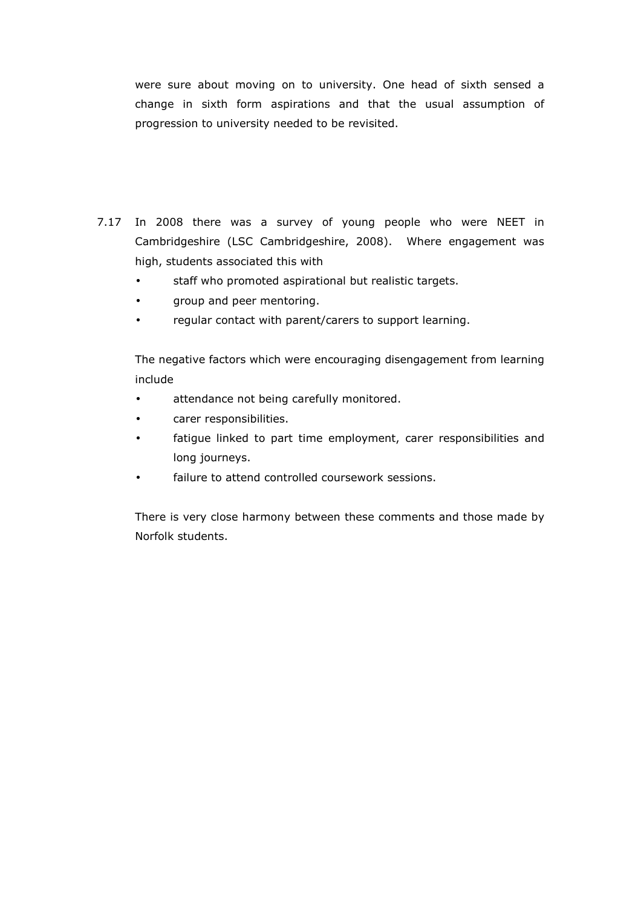were sure about moving on to university. One head of sixth sensed a change in sixth form aspirations and that the usual assumption of progression to university needed to be revisited.

7.17 In 2008 there was a survey of young people who were NEET in Cambridgeshire (LSC Cambridgeshire, 2008). Where engagement was high, students associated this with

- staff who promoted aspirational but realistic targets.
- group and peer mentoring.
- regular contact with parent/carers to support learning.

The negative factors which were encouraging disengagement from learning include

- attendance not being carefully monitored.
- carer responsibilities.
- fatigue linked to part time employment, carer responsibilities and long journeys.
- failure to attend controlled coursework sessions.

There is very close harmony between these comments and those made by Norfolk students.